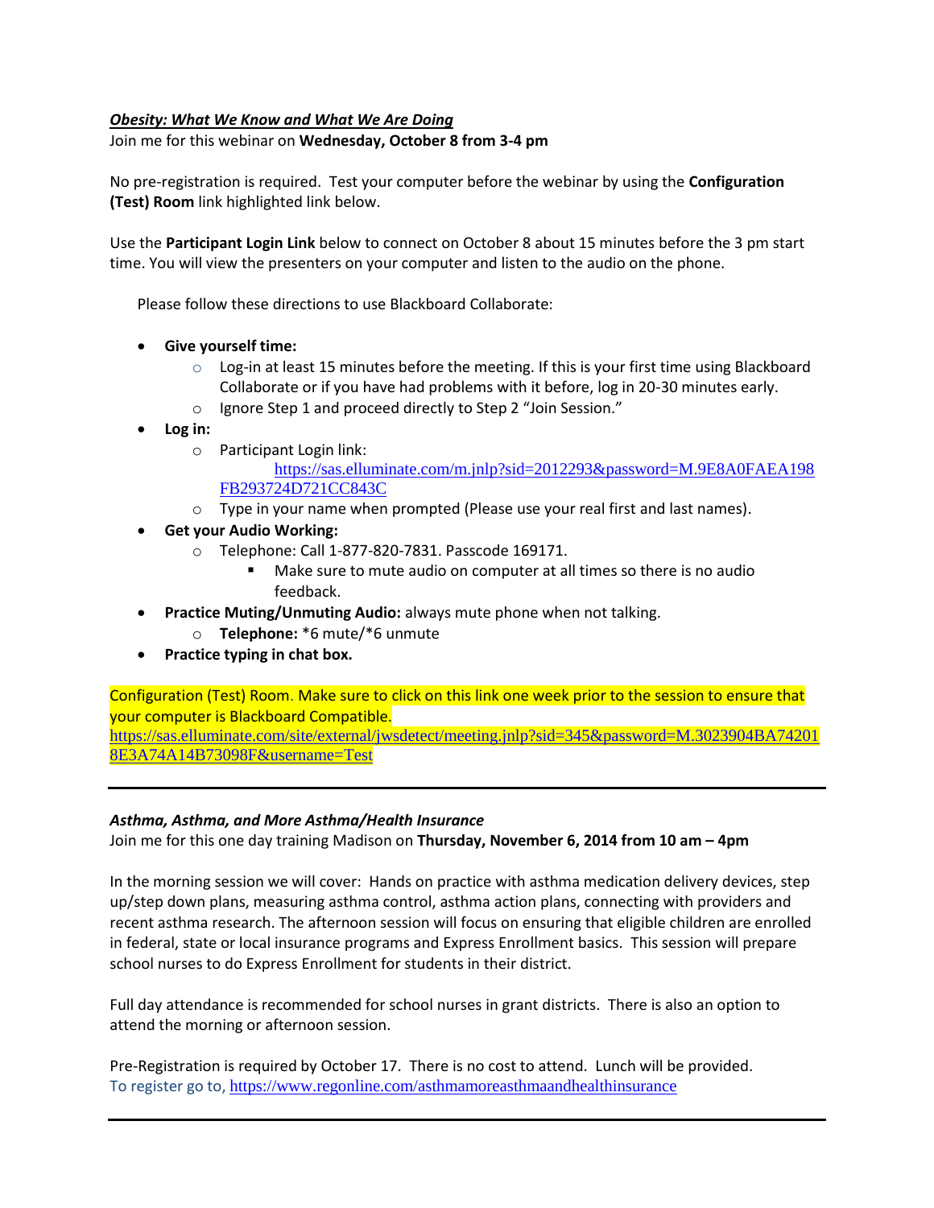***Obesity: What We Know and What We Are Doing***

Join me for this webinar on **Wednesday, October 8 from 3-4 pm**

No pre-registration is required. Test your computer before the webinar by using the **Configuration (Test) Room** link highlighted link below.

Use the **Participant Login Link** below to connect on October 8 about 15 minutes before the 3 pm start time. You will view the presenters on your computer and listen to the audio on the phone.

Please follow these directions to use Blackboard Collaborate:

- **Give yourself time:**
  - Log-in at least 15 minutes before the meeting. If this is your first time using Blackboard Collaborate or if you have had problems with it before, log in 20-30 minutes early.
  - Ignore Step 1 and proceed directly to Step 2 "Join Session."
- **Log in:**
  - Participant Login link: https://sas.elluminate.com/m.jnlp?sid=2012293&password=M.9E8A0FAEA198FB293724D721CC843C
  - Type in your name when prompted (Please use your real first and last names).
- **Get your Audio Working:**
  - Telephone: Call 1-877-820-7831. Passcode 169171.
    - Make sure to mute audio on computer at all times so there is no audio feedback.
- **Practice Muting/Unmuting Audio:** always mute phone when not talking.
  - **Telephone:** *6 mute/*6 unmute
- **Practice typing in chat box.**

Configuration (Test) Room. Make sure to click on this link one week prior to the session to ensure that your computer is Blackboard Compatible.
https://sas.elluminate.com/site/external/jwsdetect/meeting.jnlp?sid=345&password=M.3023904BA742018E3A74A14B73098F&username=Test

---

***Asthma, Asthma, and More Asthma/Health Insurance***

Join me for this one day training Madison on **Thursday, November 6, 2014 from 10 am – 4pm**

In the morning session we will cover: Hands on practice with asthma medication delivery devices, step up/step down plans, measuring asthma control, asthma action plans, connecting with providers and recent asthma research. The afternoon session will focus on ensuring that eligible children are enrolled in federal, state or local insurance programs and Express Enrollment basics. This session will prepare school nurses to do Express Enrollment for students in their district.

Full day attendance is recommended for school nurses in grant districts. There is also an option to attend the morning or afternoon session.

Pre-Registration is required by October 17. There is no cost to attend. Lunch will be provided.
To register go to, https://www.regonline.com/asthmamoreasthmaandhealthinsurance

---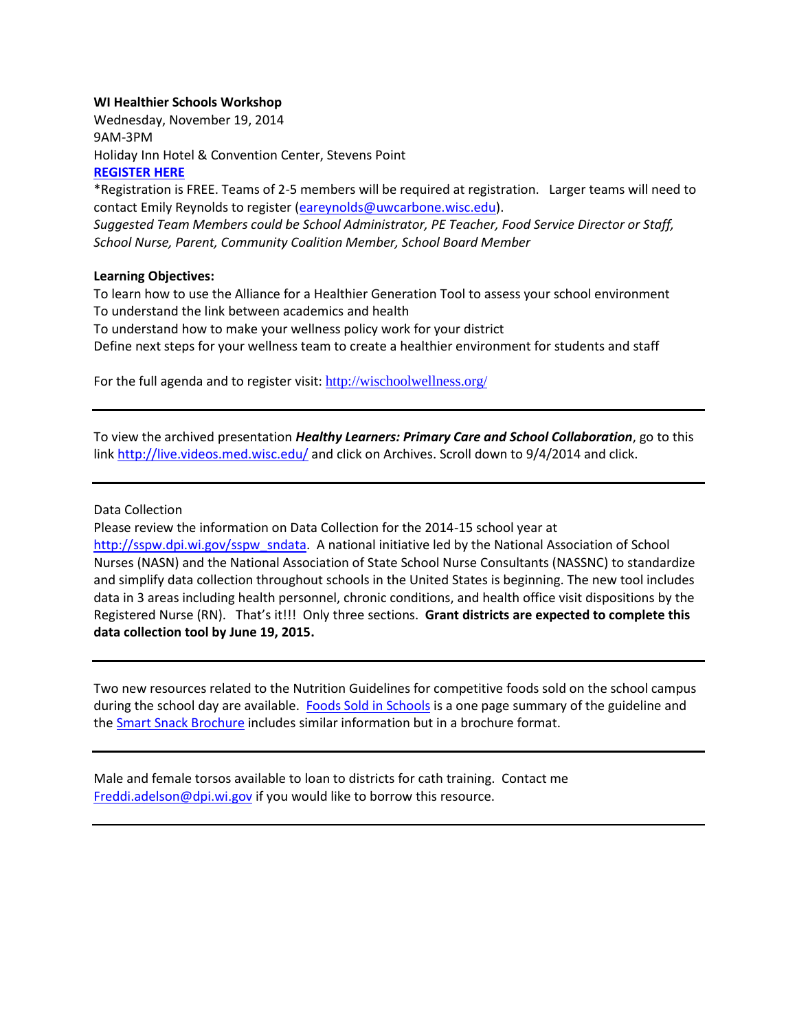**WI Healthier Schools Workshop**
Wednesday, November 19, 2014
9AM-3PM
Holiday Inn Hotel & Convention Center, Stevens Point
**REGISTER HERE**
*Registration is FREE. Teams of 2-5 members will be required at registration. Larger teams will need to contact Emily Reynolds to register (eareynolds@uwcarbone.wisc.edu).
*Suggested Team Members could be School Administrator, PE Teacher, Food Service Director or Staff, School Nurse, Parent, Community Coalition Member, School Board Member*

**Learning Objectives:**
To learn how to use the Alliance for a Healthier Generation Tool to assess your school environment
To understand the link between academics and health
To understand how to make your wellness policy work for your district
Define next steps for your wellness team to create a healthier environment for students and staff

For the full agenda and to register visit: http://wischoolwellness.org/

---

To view the archived presentation ***Healthy Learners: Primary Care and School Collaboration***, go to this link http://live.videos.med.wisc.edu/ and click on Archives. Scroll down to 9/4/2014 and click.

---

Data Collection
Please review the information on Data Collection for the 2014-15 school year at http://sspw.dpi.wi.gov/sspw_sndata. A national initiative led by the National Association of School Nurses (NASN) and the National Association of State School Nurse Consultants (NASSNC) to standardize and simplify data collection throughout schools in the United States is beginning. The new tool includes data in 3 areas including health personnel, chronic conditions, and health office visit dispositions by the Registered Nurse (RN). That's it!!! Only three sections. **Grant districts are expected to complete this data collection tool by June 19, 2015.**

---

Two new resources related to the Nutrition Guidelines for competitive foods sold on the school campus during the school day are available. Foods Sold in Schools is a one page summary of the guideline and the Smart Snack Brochure includes similar information but in a brochure format.

---

Male and female torsos available to loan to districts for cath training. Contact me Freddi.adelson@dpi.wi.gov if you would like to borrow this resource.

---